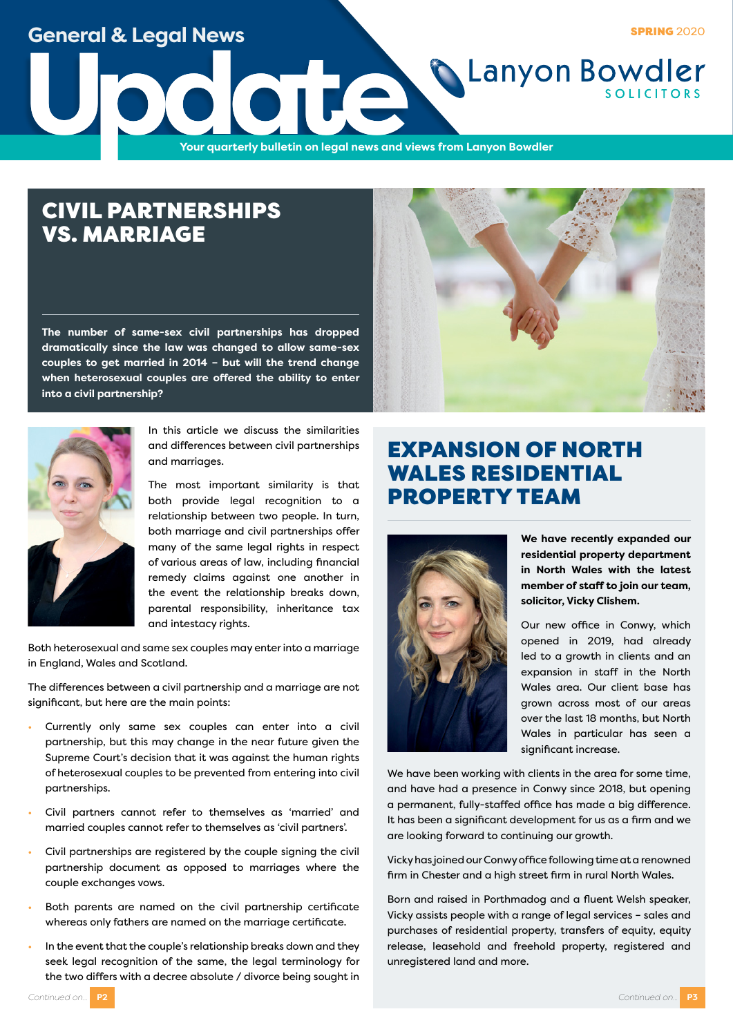General & Legal News

# Update

SPRING 2020

Lanyon Bowdler SOLICITORS

Your quarterly bulletin on legal news and views from Lanyon Bowdler

## CIVIL PARTNERSHIPS VS. MARRIAGE

**The number of same-sex civil partnerships has dropped dramatically since the law was changed to allow same-sex couples to get married in 2014 – but will the trend change when heterosexual couples are offered the ability to enter into a civil partnership?**

In this article we discuss the similarities and differences between civil partnerships and marriages.

The most important similarity is that both provide legal recognition to a relationship between two people. In turn, both marriage and civil partnerships offer many of the same legal rights in respect of various areas of law, including financial remedy claims against one another in the event the relationship breaks down, parental responsibility, inheritance tax and intestacy rights.

Both heterosexual and same sex couples may enter into a marriage in England, Wales and Scotland.

The differences between a civil partnership and a marriage are not significant, but here are the main points:

- Currently only same sex couples can enter into a civil partnership, but this may change in the near future given the Supreme Court's decision that it was against the human rights of heterosexual couples to be prevented from entering into civil partnerships.
- Civil partners cannot refer to themselves as 'married' and married couples cannot refer to themselves as 'civil partners'.
- Civil partnerships are registered by the couple signing the civil partnership document as opposed to marriages where the couple exchanges vows.
- Both parents are named on the civil partnership certificate whereas only fathers are named on the marriage certificate.
- In the event that the couple's relationship breaks down and they seek legal recognition of the same, the legal terminology for the two differs with a decree absolute / divorce being sought in

*Continued on...* **P2**

## EXPANSION OF NORTH WALES RESIDENTIAL PROPERTY TEAM

**We have recently expanded our residential property department in North Wales with the latest member of staff to join our team, solicitor, Vicky Clishem.**

Our new office in Conwy, which opened in 2019, had already led to a growth in clients and an expansion in staff in the North Wales area. Our client base has grown across most of our areas over the last 18 months, but North Wales in particular has seen a significant increase.

We have been working with clients in the area for some time, and have had a presence in Conwy since 2018, but opening a permanent, fully-staffed office has made a big difference. It has been a significant development for us as a firm and we are looking forward to continuing our growth.

Vicky has joined our Conwy office following time at a renowned firm in Chester and a high street firm in rural North Wales.

Born and raised in Porthmadog and a fluent Welsh speaker, Vicky assists people with a range of legal services – sales and purchases of residential property, transfers of equity, equity release, leasehold and freehold property, registered and unregistered land and more.

*Continued on...* **P3**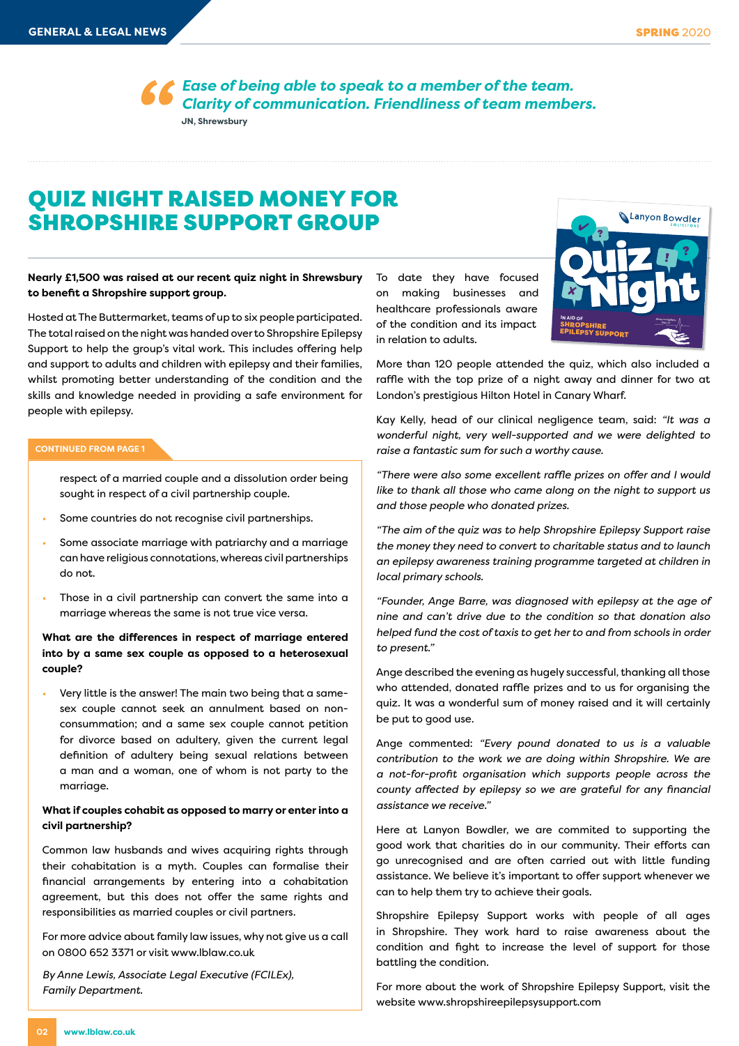> *Ease of being able to speak to a member of the team. Clarity of communication. Friendliness of team members.*
>
> **JN, Shrewsbury**

## QUIZ NIGHT RAISED MONEY FOR SHROPSHIRE SUPPORT GROUP

**Nearly £1,500 was raised at our recent quiz night in Shrewsbury to benefit a Shropshire support group.**

Hosted at The Buttermarket, teams of up to six people participated. The total raised on the night was handed over to Shropshire Epilepsy Support to help the group's vital work. This includes offering help and support to adults and children with epilepsy and their families, whilst promoting better understanding of the condition and the skills and knowledge needed in providing a safe environment for people with epilepsy.

To date they have focused on making businesses and healthcare professionals aware of the condition and its impact in relation to adults.

More than 120 people attended the quiz, which also included a raffle with the top prize of a night away and dinner for two at London's prestigious Hilton Hotel in Canary Wharf.

Kay Kelly, head of our clinical negligence team, said: *"It was a wonderful night, very well-supported and we were delighted to raise a fantastic sum for such a worthy cause.*

*"There were also some excellent raffle prizes on offer and I would like to thank all those who came along on the night to support us and those people who donated prizes.*

*"The aim of the quiz was to help Shropshire Epilepsy Support raise the money they need to convert to charitable status and to launch an epilepsy awareness training programme targeted at children in local primary schools.*

*"Founder, Ange Barre, was diagnosed with epilepsy at the age of nine and can't drive due to the condition so that donation also helped fund the cost of taxis to get her to and from schools in order to present."*

Ange described the evening as hugely successful, thanking all those who attended, donated raffle prizes and to us for organising the quiz. It was a wonderful sum of money raised and it will certainly be put to good use.

Ange commented: *"Every pound donated to us is a valuable contribution to the work we are doing within Shropshire. We are a not-for-profit organisation which supports people across the county affected by epilepsy so we are grateful for any financial assistance we receive."*

Here at Lanyon Bowdler, we are commited to supporting the good work that charities do in our community. Their efforts can go unrecognised and are often carried out with little funding assistance. We believe it's important to offer support whenever we can to help them try to achieve their goals.

Shropshire Epilepsy Support works with people of all ages in Shropshire. They work hard to raise awareness about the condition and fight to increase the level of support for those battling the condition.

For more about the work of Shropshire Epilepsy Support, visit the website www.shropshireepilepsysupport.com

---

**CONTINUED FROM PAGE 1**

respect of a married couple and a dissolution order being sought in respect of a civil partnership couple.

- Some countries do not recognise civil partnerships.
- Some associate marriage with patriarchy and a marriage can have religious connotations, whereas civil partnerships do not.
- Those in a civil partnership can convert the same into a marriage whereas the same is not true vice versa.

**What are the differences in respect of marriage entered into by a same sex couple as opposed to a heterosexual couple?**

- Very little is the answer! The main two being that a same-sex couple cannot seek an annulment based on non-consummation; and a same sex couple cannot petition for divorce based on adultery, given the current legal definition of adultery being sexual relations between a man and a woman, one of whom is not party to the marriage.

**What if couples cohabit as opposed to marry or enter into a civil partnership?**

Common law husbands and wives acquiring rights through their cohabitation is a myth. Couples can formalise their financial arrangements by entering into a cohabitation agreement, but this does not offer the same rights and responsibilities as married couples or civil partners.

For more advice about family law issues, why not give us a call on 0800 652 3371 or visit www.lblaw.co.uk

*By Anne Lewis, Associate Legal Executive (FCILEx), Family Department.*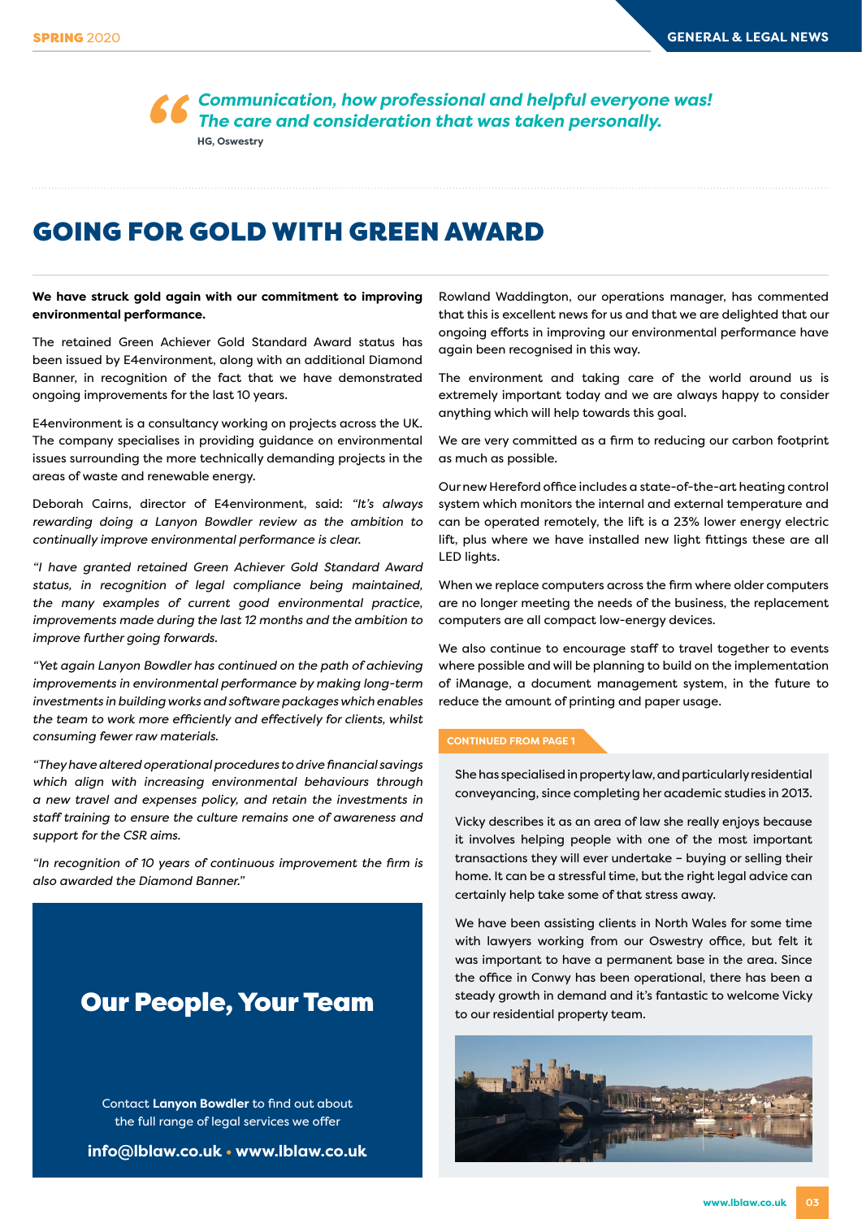> *Communication, how professional and helpful everyone was! The care and consideration that was taken personally.*
>
> **HG, Oswestry**

# GOING FOR GOLD WITH GREEN AWARD

**We have struck gold again with our commitment to improving environmental performance.**

The retained Green Achiever Gold Standard Award status has been issued by E4environment, along with an additional Diamond Banner, in recognition of the fact that we have demonstrated ongoing improvements for the last 10 years.

E4environment is a consultancy working on projects across the UK. The company specialises in providing guidance on environmental issues surrounding the more technically demanding projects in the areas of waste and renewable energy.

Deborah Cairns, director of E4environment, said: *"It's always rewarding doing a Lanyon Bowdler review as the ambition to continually improve environmental performance is clear.*

*"I have granted retained Green Achiever Gold Standard Award status, in recognition of legal compliance being maintained, the many examples of current good environmental practice, improvements made during the last 12 months and the ambition to improve further going forwards.*

*"Yet again Lanyon Bowdler has continued on the path of achieving improvements in environmental performance by making long-term investments in building works and software packages which enables the team to work more efficiently and effectively for clients, whilst consuming fewer raw materials.*

*"They have altered operational procedures to drive financial savings which align with increasing environmental behaviours through a new travel and expenses policy, and retain the investments in staff training to ensure the culture remains one of awareness and support for the CSR aims.*

*"In recognition of 10 years of continuous improvement the firm is also awarded the Diamond Banner."*

Rowland Waddington, our operations manager, has commented that this is excellent news for us and that we are delighted that our ongoing efforts in improving our environmental performance have again been recognised in this way.

The environment and taking care of the world around us is extremely important today and we are always happy to consider anything which will help towards this goal.

We are very committed as a firm to reducing our carbon footprint as much as possible.

Our new Hereford office includes a state-of-the-art heating control system which monitors the internal and external temperature and can be operated remotely, the lift is a 23% lower energy electric lift, plus where we have installed new light fittings these are all LED lights.

When we replace computers across the firm where older computers are no longer meeting the needs of the business, the replacement computers are all compact low-energy devices.

We also continue to encourage staff to travel together to events where possible and will be planning to build on the implementation of iManage, a document management system, in the future to reduce the amount of printing and paper usage.

## Our People, Your Team

Contact **Lanyon Bowdler** to find out about the full range of legal services we offer

**info@lblaw.co.uk • www.lblaw.co.uk**

**CONTINUED FROM PAGE 1**

She has specialised in property law, and particularly residential conveyancing, since completing her academic studies in 2013.

Vicky describes it as an area of law she really enjoys because it involves helping people with one of the most important transactions they will ever undertake – buying or selling their home. It can be a stressful time, but the right legal advice can certainly help take some of that stress away.

We have been assisting clients in North Wales for some time with lawyers working from our Oswestry office, but felt it was important to have a permanent base in the area. Since the office in Conwy has been operational, there has been a steady growth in demand and it's fantastic to welcome Vicky to our residential property team.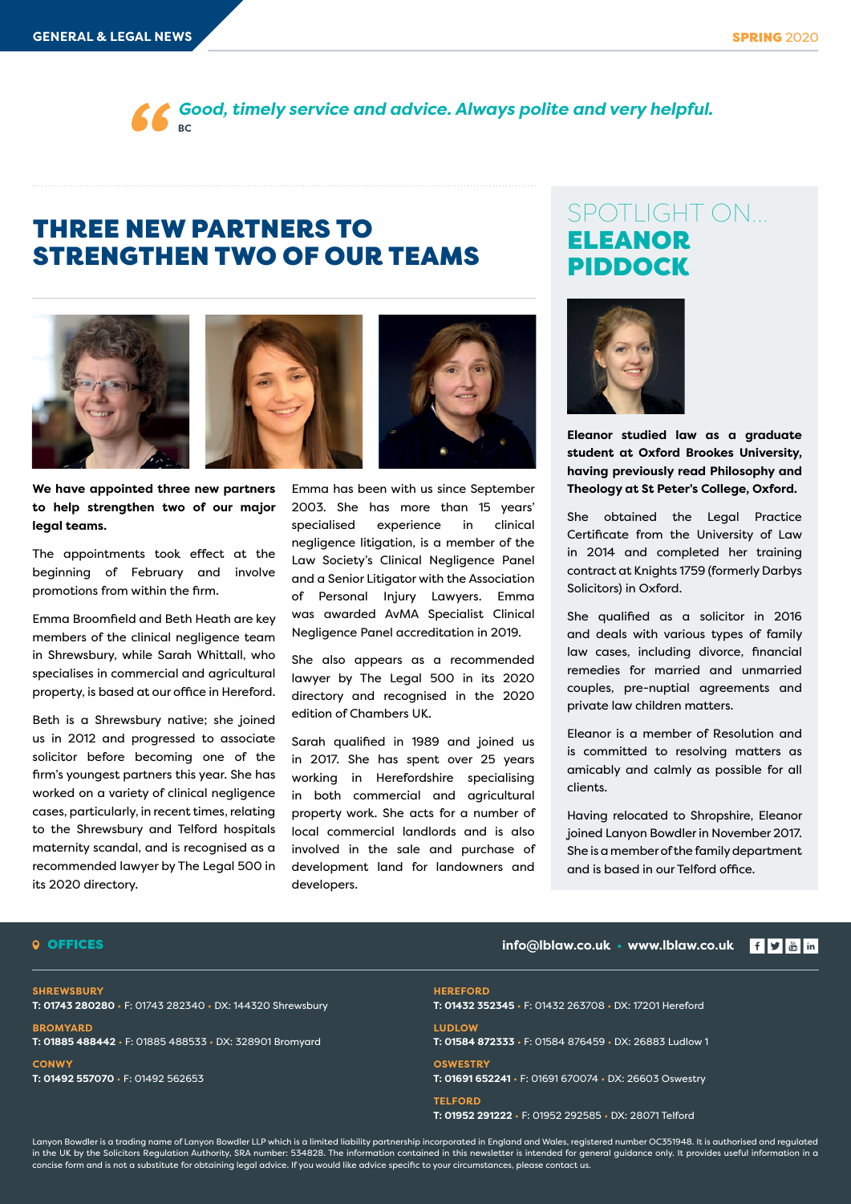> *Good, timely service and advice. Always polite and very helpful.*
> BC

## THREE NEW PARTNERS TO STRENGTHEN TWO OF OUR TEAMS

**We have appointed three new partners to help strengthen two of our major legal teams.**

The appointments took effect at the beginning of February and involve promotions from within the firm.

Emma Broomfield and Beth Heath are key members of the clinical negligence team in Shrewsbury, while Sarah Whittall, who specialises in commercial and agricultural property, is based at our office in Hereford.

Beth is a Shrewsbury native; she joined us in 2012 and progressed to associate solicitor before becoming one of the firm's youngest partners this year. She has worked on a variety of clinical negligence cases, particularly, in recent times, relating to the Shrewsbury and Telford hospitals maternity scandal, and is recognised as a recommended lawyer by The Legal 500 in its 2020 directory.

Emma has been with us since September 2003. She has more than 15 years' specialised experience in clinical negligence litigation, is a member of the Law Society's Clinical Negligence Panel and a Senior Litigator with the Association of Personal Injury Lawyers. Emma was awarded AvMA Specialist Clinical Negligence Panel accreditation in 2019.

She also appears as a recommended lawyer by The Legal 500 in its 2020 directory and recognised in the 2020 edition of Chambers UK.

Sarah qualified in 1989 and joined us in 2017. She has spent over 25 years working in Herefordshire specialising in both commercial and agricultural property work. She acts for a number of local commercial landlords and is also involved in the sale and purchase of development land for landowners and developers.

## SPOTLIGHT ON... ELEANOR PIDDOCK

**Eleanor studied law as a graduate student at Oxford Brookes University, having previously read Philosophy and Theology at St Peter's College, Oxford.**

She obtained the Legal Practice Certificate from the University of Law in 2014 and completed her training contract at Knights 1759 (formerly Darbys Solicitors) in Oxford.

She qualified as a solicitor in 2016 and deals with various types of family law cases, including divorce, financial remedies for married and unmarried couples, pre-nuptial agreements and private law children matters.

Eleanor is a member of Resolution and is committed to resolving matters as amicably and calmly as possible for all clients.

Having relocated to Shropshire, Eleanor joined Lanyon Bowdler in November 2017. She is a member of the family department and is based in our Telford office.

### OFFICES

info@lblaw.co.uk • www.lblaw.co.uk

**SHREWSBURY**
**T: 01743 280280** • F: 01743 282340 • DX: 144320 Shrewsbury

**BROMYARD**
**T: 01885 488442** • F: 01885 488533 • DX: 328901 Bromyard

**CONWY**
**T: 01492 557070** • F: 01492 562653

**HEREFORD**
**T: 01432 352345** • F: 01432 263708 • DX: 17201 Hereford

**LUDLOW**
**T: 01584 872333** • F: 01584 876459 • DX: 26883 Ludlow 1

**OSWESTRY**
**T: 01691 652241** • F: 01691 670074 • DX: 26603 Oswestry

**TELFORD**
**T: 01952 291222** • F: 01952 292585 • DX: 28071 Telford

Lanyon Bowdler is a trading name of Lanyon Bowdler LLP which is a limited liability partnership incorporated in England and Wales, registered number OC351948. It is authorised and regulated in the UK by the Solicitors Regulation Authority, SRA number: 534828. The information contained in this newsletter is intended for general guidance only. It provides useful information in a concise form and is not a substitute for obtaining legal advice. If you would like advice specific to your circumstances, please contact us.